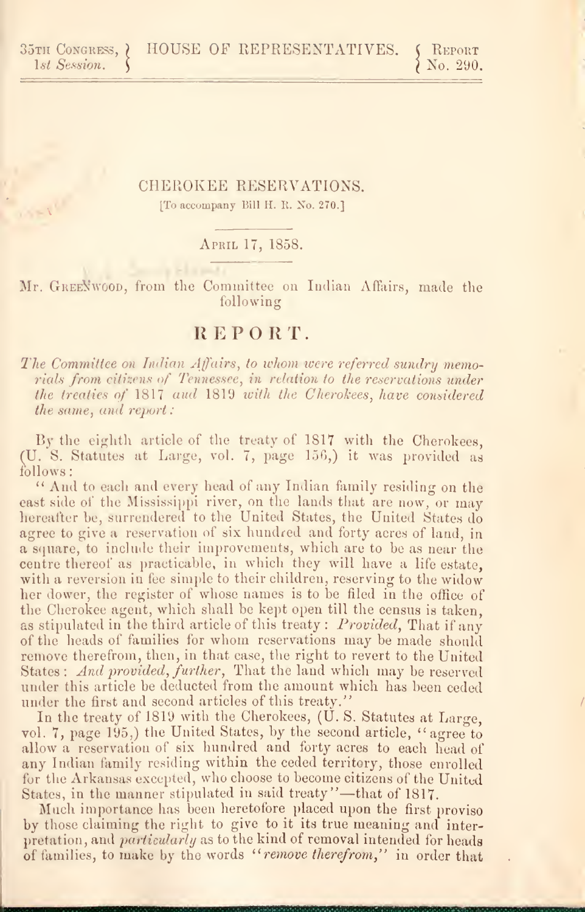35TH CONGRESS, 1st Session. | HOUSE OF REPRESENTATIVES. | REPORT No. 290.

## CHEROKEE RESERVATIONS.

[To accompany Bill H. R. No. 270.]

APRIL 17, 1858.

Mr. GREENWOOD, from the Committee on Indian Affairs, made the following

# REPORT.

*The Committee on Indian Affairs, to whom were referred sundry memorials from citizens of Tennessee, in relation to the reservations under the treaties of* 1817 *and* 1819 *with the Cherokees, have considered the same, and report:*

By the eighth article of the treaty of 1817 with the Cherokees, (U. S. Statutes at Large, vol. 7, page 156,) it was provided as follows:

"And to each and every head of any Indian family residing on the east side of the Mississippi river, on the lands that are now, or may hereafter be, surrendered to the United States, the United States do agree to give a reservation of six hundred and forty acres of land, in a square, to include their improvements, which are to be as near the centre thereof as practicable, in which they will have a life estate, with a reversion in fee simple to their children, reserving to the widow her dower, the register of whose names is to be filed in the office of the Cherokee agent, which shall be kept open till the census is taken, as stipulated in the third article of this treaty: *Provided*, That if any of the heads of families for whom reservations may be made should remove therefrom, then, in that case, the right to revert to the United States: *And provided, further*, That the land which may be reserved under this article be deducted from the amount which has been ceded under the first and second articles of this treaty."

In the treaty of 1819 with the Cherokees, (U. S. Statutes at Large, vol. 7, page 195,) the United States, by the second article, "agree to allow a reservation of six hundred and forty acres to each head of any Indian family residing within the ceded territory, those enrolled for the Arkansas excepted, who choose to become citizens of the United States, in the manner stipulated in said treaty"—that of 1817.

Much importance has been heretofore placed upon the first proviso by those claiming the right to give to it its true meaning and interpretation, and *particularly* as to the kind of removal intended for heads of families, to make by the words "*remove therefrom*," in order that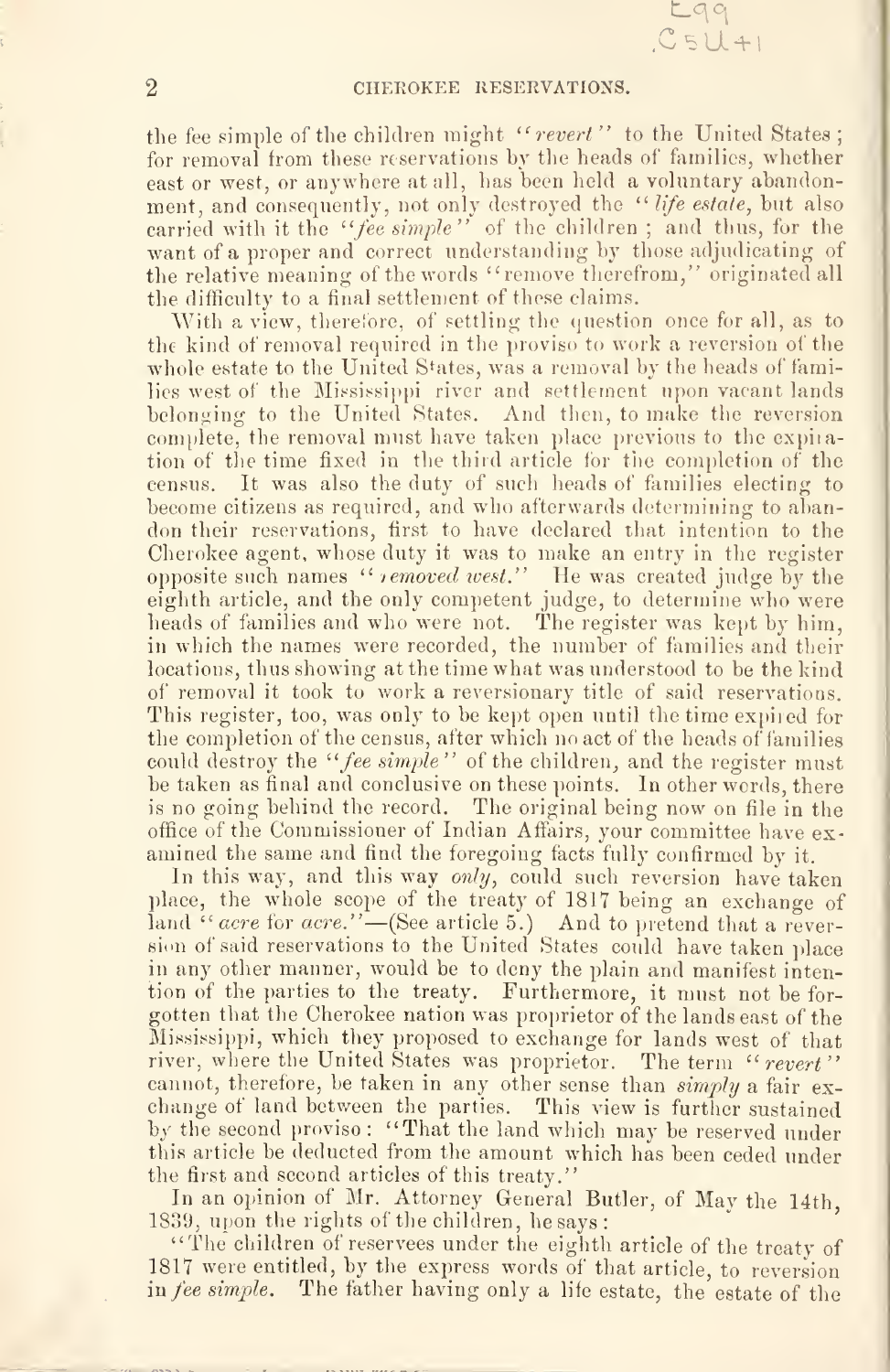the fee simple of the children might "*revert*" to the United States; for removal from these reservations by the heads of families, whether east or west, or anywhere at all, has been held a voluntary abandonment, and consequently, not only destroyed the "*life estate*, but also carried with it the "*fee simple*" of the children; and thus, for the want of a proper and correct understanding by those adjudicating of the relative meaning of the words "remove therefrom," originated all the difficulty to a final settlement of these claims.

With a view, therefore, of settling the question once for all, as to the kind of removal required in the proviso to work a reversion of the whole estate to the United States, was a removal by the heads of families west of the Mississippi river and settlement upon vacant lands belonging to the United States. And then, to make the reversion complete, the removal must have taken place previous to the expiration of the time fixed in the third article for the completion of the census. It was also the duty of such heads of families electing to become citizens as required, and who afterwards determining to abandon their reservations, first to have declared that intention to the Cherokee agent, whose duty it was to make an entry in the register opposite such names "*removed west.*" He was created judge by the eighth article, and the only competent judge, to determine who were heads of families and who were not. The register was kept by him, in which the names were recorded, the number of families and their locations, thus showing at the time what was understood to be the kind of removal it took to work a reversionary title of said reservations. This register, too, was only to be kept open until the time expired for the completion of the census, after which no act of the heads of families could destroy the "*fee simple*" of the children, and the register must be taken as final and conclusive on these points. In other words, there is no going behind the record. The original being now on file in the office of the Commissioner of Indian Affairs, your committee have examined the same and find the foregoing facts fully confirmed by it.

In this way, and this way *only*, could such reversion have taken place, the whole scope of the treaty of 1817 being an exchange of land "*acre* for *acre*."—(See article 5.) And to pretend that a reversion of said reservations to the United States could have taken place in any other manner, would be to deny the plain and manifest intention of the parties to the treaty. Furthermore, it must not be forgotten that the Cherokee nation was proprietor of the lands east of the Mississippi, which they proposed to exchange for lands west of that river, where the United States was proprietor. The term "*revert*" cannot, therefore, be taken in any other sense than *simply* a fair exchange of land between the parties. This view is further sustained by the second proviso: "That the land which may be reserved under this article be deducted from the amount which has been ceded under the first and second articles of this treaty."

In an opinion of Mr. Attorney General Butler, of May the 14th, 1839, upon the rights of the children, he says:

"The children of reservees under the eighth article of the treaty of 1817 were entitled, by the express words of that article, to reversion in *fee simple*. The father having only a life estate, the estate of the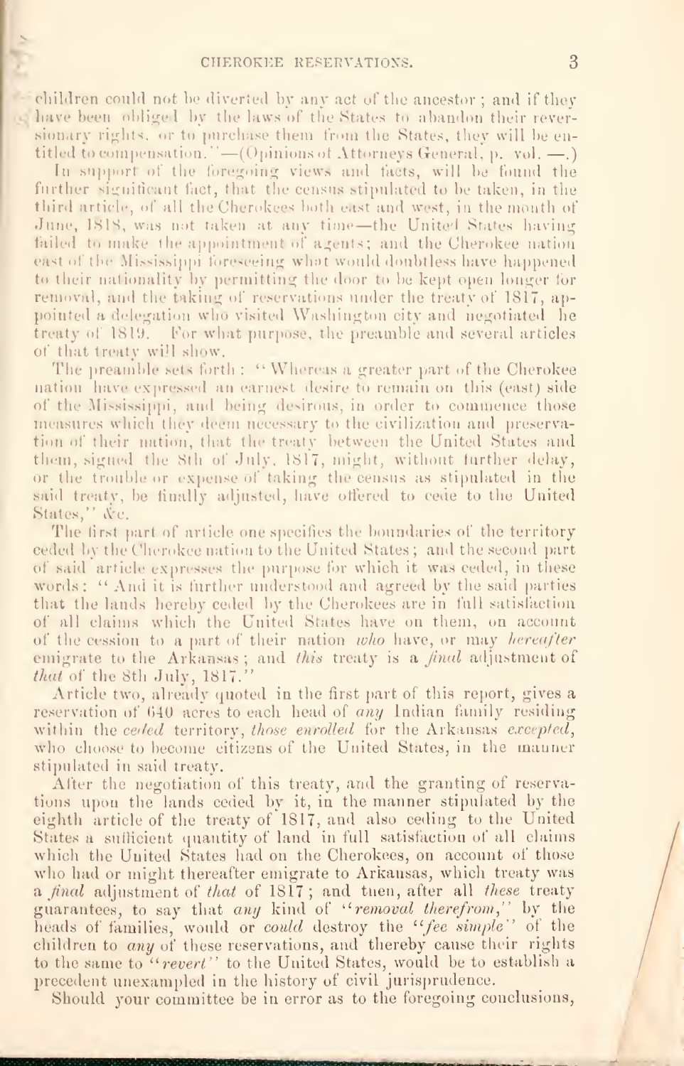children could not be diverted by any act of the ancestor; and if they have been obliged by the laws of the States to abandon their reversionary rights, or to purchase them from the States, they will be entitled to compensation."—(Opinions of Attorneys General, p. vol. —.)

In support of the foregoing views and facts, will be found the further significant fact, that the census stipulated to be taken, in the third article, of all the Cherokees both east and west, in the month of June, 1818, was not taken at any time—the United States having failed to make the appointment of agents; and the Cherokee nation east of the Mississippi foreseeing what would doubtless have happened to their nationality by permitting the door to be kept open longer for removal, and the taking of reservations under the treaty of 1817, appointed a delegation who visited Washington city and negotiated he treaty of 1819. For what purpose, the preamble and several articles of that treaty will show.

The preamble sets forth: "Whereas a greater part of the Cherokee nation have expressed an earnest desire to remain on this (east) side of the Mississippi, and being desirous, in order to commence those measures which they deem necessary to the civilization and preservation of their nation, that the treaty between the United States and them, signed the 8th of July, 1817, might, without further delay, or the trouble or expense of taking the census as stipulated in the said treaty, be finally adjusted, have offered to cede to the United States," &c.

The first part of article one specifies the boundaries of the territory ceded by the Cherokee nation to the United States; and the second part of said article expresses the purpose for which it was ceded, in these words: "And it is further understood and agreed by the said parties that the lands hereby ceded by the Cherokees are in full satisfaction of all claims which the United States have on them, on account of the cession to a part of their nation *who* have, or may *hereafter* emigrate to the Arkansas; and *this* treaty is a *final* adjustment of *that* of the 8th July, 1817."

Article two, already quoted in the first part of this report, gives a reservation of 640 acres to each head of *any* Indian family residing within the *ceded* territory, *those enrolled* for the Arkansas *excepted*, who choose to become citizens of the United States, in the manner stipulated in said treaty.

After the negotiation of this treaty, and the granting of reservations upon the lands ceded by it, in the manner stipulated by the eighth article of the treaty of 1817, and also ceding to the United States a sufficient quantity of land in full satisfaction of all claims which the United States had on the Cherokees, on account of those who had or might thereafter emigrate to Arkansas, which treaty was a *final* adjustment of *that* of 1817; and then, after all *these* treaty guarantees, to say that *any* kind of "*removal therefrom*," by the heads of families, would or *could* destroy the "*fee simple*" of the children to *any* of these reservations, and thereby cause their rights to the same to "*revert*" to the United States, would be to establish a precedent unexampled in the history of civil jurisprudence.

Should your committee be in error as to the foregoing conclusions,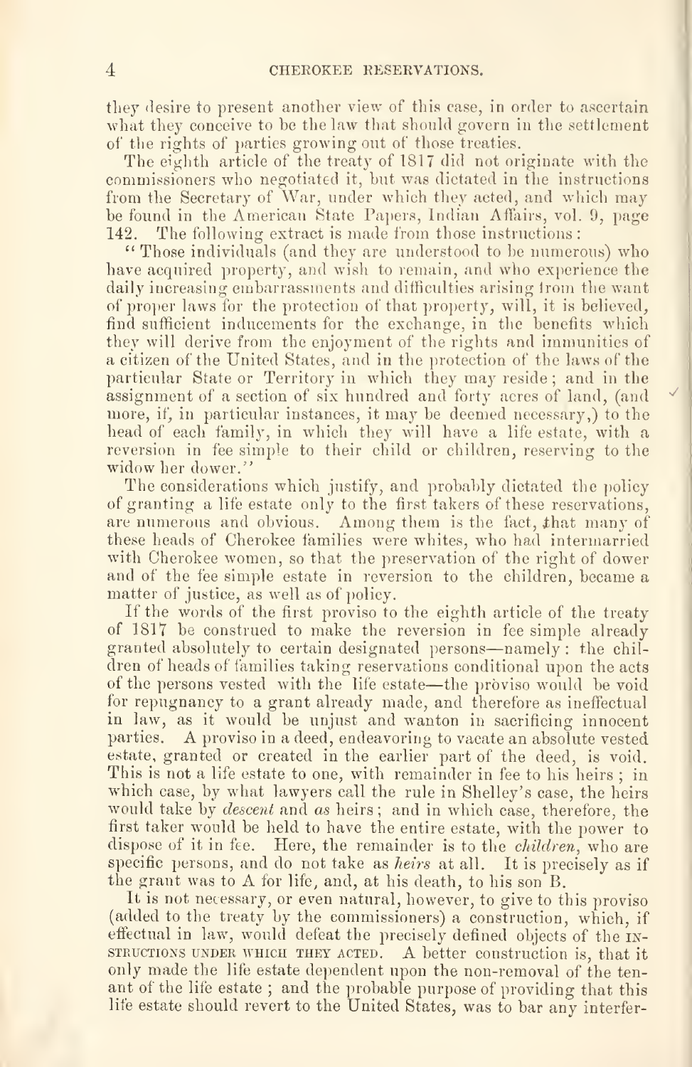they desire to present another view of this case, in order to ascertain what they conceive to be the law that should govern in the settlement of the rights of parties growing out of those treaties.

The eighth article of the treaty of 1817 did not originate with the commissioners who negotiated it, but was dictated in the instructions from the Secretary of War, under which they acted, and which may be found in the American State Papers, Indian Affairs, vol. 9, page 142. The following extract is made from those instructions:

"Those individuals (and they are understood to be numerous) who have acquired property, and wish to remain, and who experience the daily increasing embarrassments and difficulties arising from the want of proper laws for the protection of that property, will, it is believed, find sufficient inducements for the exchange, in the benefits which they will derive from the enjoyment of the rights and immunities of a citizen of the United States, and in the protection of the laws of the particular State or Territory in which they may reside; and in the assignment of a section of six hundred and forty acres of land, (and more, if, in particular instances, it may be deemed necessary,) to the head of each family, in which they will have a life estate, with a reversion in fee simple to their child or children, reserving to the widow her dower."

The considerations which justify, and probably dictated the policy of granting a life estate only to the first takers of these reservations, are numerous and obvious. Among them is the fact, that many of these heads of Cherokee families were whites, who had intermarried with Cherokee women, so that the preservation of the right of dower and of the fee simple estate in reversion to the children, became a matter of justice, as well as of policy.

If the words of the first proviso to the eighth article of the treaty of 1817 be construed to make the reversion in fee simple already granted absolutely to certain designated persons—namely: the children of heads of families taking reservations conditional upon the acts of the persons vested with the life estate—the proviso would be void for repugnancy to a grant already made, and therefore as ineffectual in law, as it would be unjust and wanton in sacrificing innocent parties. A proviso in a deed, endeavoring to vacate an absolute vested estate, granted or created in the earlier part of the deed, is void. This is not a life estate to one, with remainder in fee to his heirs; in which case, by what lawyers call the rule in Shelley's case, the heirs would take by *descent* and *as* heirs; and in which case, therefore, the first taker would be held to have the entire estate, with the power to dispose of it in fee. Here, the remainder is to the *children*, who are specific persons, and do not take as *heirs* at all. It is precisely as if the grant was to A for life, and, at his death, to his son B.

It is not necessary, or even natural, however, to give to this proviso (added to the treaty by the commissioners) a construction, which, if effectual in law, would defeat the precisely defined objects of the INSTRUCTIONS UNDER WHICH THEY ACTED. A better construction is, that it only made the life estate dependent upon the non-removal of the tenant of the life estate; and the probable purpose of providing that this life estate should revert to the United States, was to bar any interfer-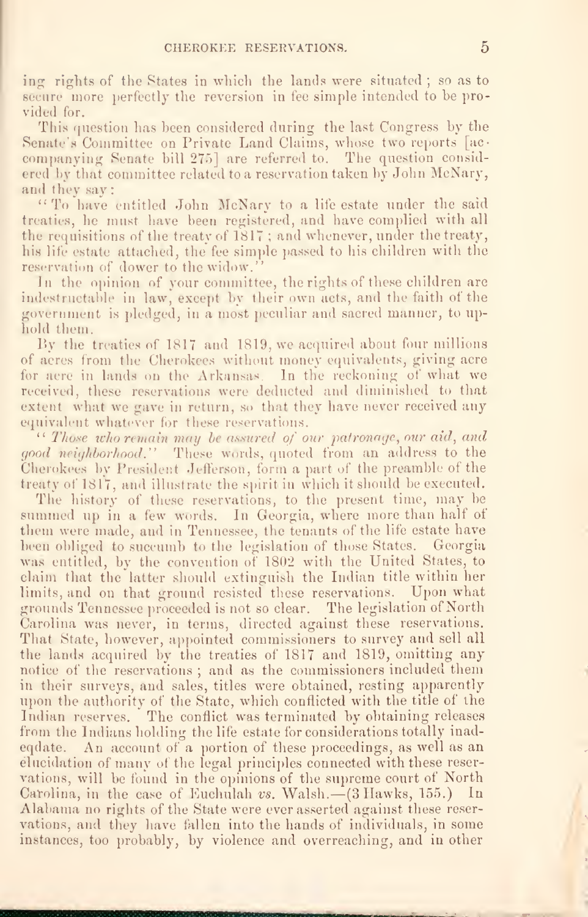ing rights of the States in which the lands were situated; so as to secure more perfectly the reversion in fee simple intended to be provided for.

This question has been considered during the last Congress by the Senate's Committee on Private Land Claims, whose two reports [accompanying Senate bill 275] are referred to. The question considered by that committee related to a reservation taken by John McNary, and they say:

"To have entitled John McNary to a life estate under the said treaties, he must have been registered, and have complied with all the requisitions of the treaty of 1817; and whenever, under the treaty, his life estate attached, the fee simple passed to his children with the reservation of dower to the widow."

In the opinion of your committee, the rights of these children are indestructible in law, except by their own acts, and the faith of the government is pledged, in a most peculiar and sacred manner, to uphold them.

By the treaties of 1817 and 1819, we acquired about four millions of acres from the Cherokees without money equivalents, giving acre for acre in lands on the Arkansas. In the reckoning of what we received, these reservations were deducted and diminished to that extent what we gave in return, so that they have never received any equivalent whatever for these reservations.

"*Those who remain may be assured of our patronage, our aid, and good neighborhood.*" These words, quoted from an address to the Cherokees by President Jefferson, form a part of the preamble of the treaty of 1817, and illustrate the spirit in which it should be executed.

The history of these reservations, to the present time, may be summed up in a few words. In Georgia, where more than half of them were made, and in Tennessee, the tenants of the life estate have been obliged to succumb to the legislation of those States. Georgia was entitled, by the convention of 1802 with the United States, to claim that the latter should extinguish the Indian title within her limits, and on that ground resisted these reservations. Upon what grounds Tennessee proceeded is not so clear. The legislation of North Carolina was never, in terms, directed against these reservations. That State, however, appointed commissioners to survey and sell all the lands acquired by the treaties of 1817 and 1819, omitting any notice of the reservations; and as the commissioners included them in their surveys, and sales, titles were obtained, resting apparently upon the authority of the State, which conflicted with the title of the Indian reserves. The conflict was terminated by obtaining releases from the Indians holding the life estate for considerations totally inadeqdate. An account of a portion of these proceedings, as well as an elucidation of many of the legal principles connected with these reservations, will be found in the opinions of the supreme court of North Carolina, in the case of Euchulah *vs.* Walsh.—(3 Hawks, 155.) In Alabama no rights of the State were ever asserted against these reservations, and they have fallen into the hands of individuals, in some instances, too probably, by violence and overreaching, and in other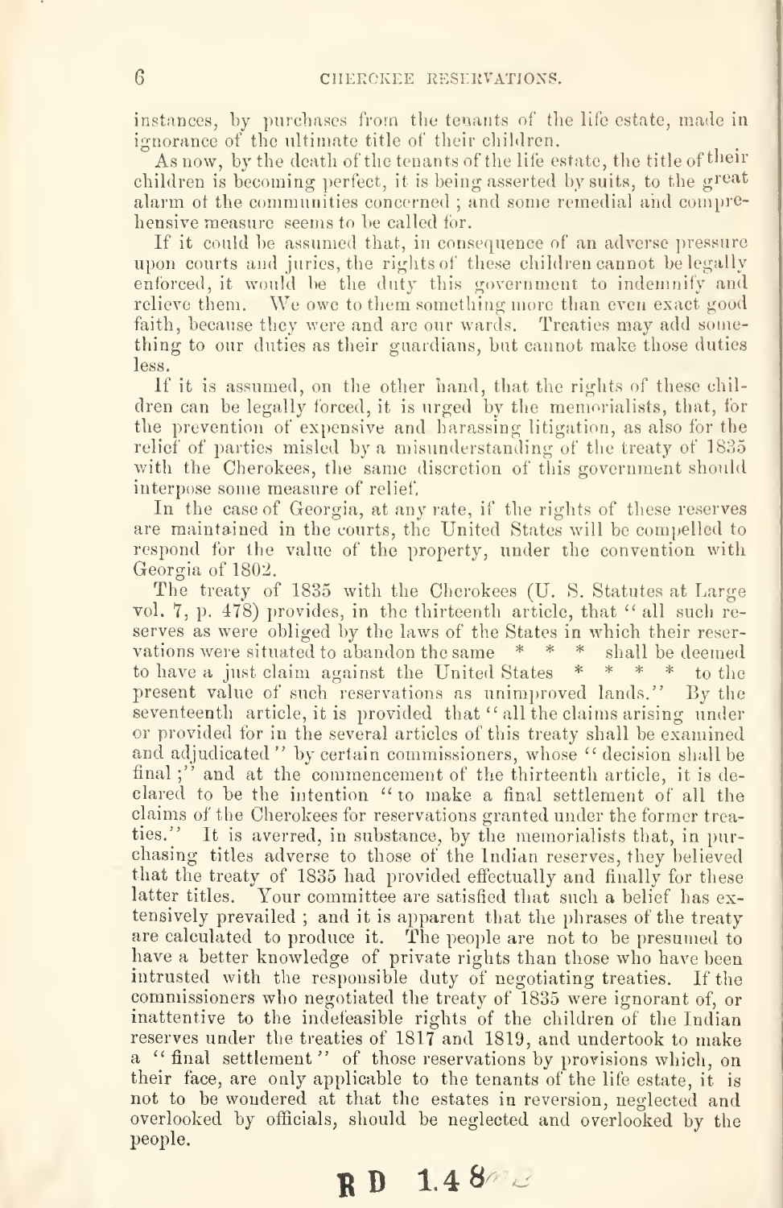instances, by purchases from the tenants of the life estate, made in ignorance of the ultimate title of their children.

As now, by the death of the tenants of the life estate, the title of their children is becoming perfect, it is being asserted by suits, to the great alarm of the communities concerned; and some remedial and comprehensive measure seems to be called for.

If it could be assumed that, in consequence of an adverse pressure upon courts and juries, the rights of these children cannot be legally enforced, it would be the duty this government to indemnify and relieve them. We owe to them something more than even exact good faith, because they were and are our wards. Treaties may add something to our duties as their guardians, but cannot make those duties less.

If it is assumed, on the other hand, that the rights of these children can be legally forced, it is urged by the memorialists, that, for the prevention of expensive and harassing litigation, as also for the relief of parties misled by a misunderstanding of the treaty of 1835 with the Cherokees, the same discretion of this government should interpose some measure of relief.

In the case of Georgia, at any rate, if the rights of these reserves are maintained in the courts, the United States will be compelled to respond for the value of the property, under the convention with Georgia of 1802.

The treaty of 1835 with the Cherokees (U. S. Statutes at Large vol. 7, p. 478) provides, in the thirteenth article, that "all such reserves as were obliged by the laws of the States in which their reservations were situated to abandon the same * * * shall be deemed to have a just claim against the United States * * * * to the present value of such reservations as unimproved lands." By the seventeenth article, it is provided that "all the claims arising under or provided for in the several articles of this treaty shall be examined and adjudicated" by certain commissioners, whose "decision shall be final;" and at the commencement of the thirteenth article, it is declared to be the intention "to make a final settlement of all the claims of the Cherokees for reservations granted under the former treaties." It is averred, in substance, by the memorialists that, in purchasing titles adverse to those of the Indian reserves, they believed that the treaty of 1835 had provided effectually and finally for these latter titles. Your committee are satisfied that such a belief has extensively prevailed; and it is apparent that the phrases of the treaty are calculated to produce it. The people are not to be presumed to have a better knowledge of private rights than those who have been intrusted with the responsible duty of negotiating treaties. If the commissioners who negotiated the treaty of 1835 were ignorant of, or inattentive to the indefeasible rights of the children of the Indian reserves under the treaties of 1817 and 1819, and undertook to make a "final settlement" of those reservations by provisions which, on their face, are only applicable to the tenants of the life estate, it is not to be wondered at that the estates in reversion, neglected and overlooked by officials, should be neglected and overlooked by the people.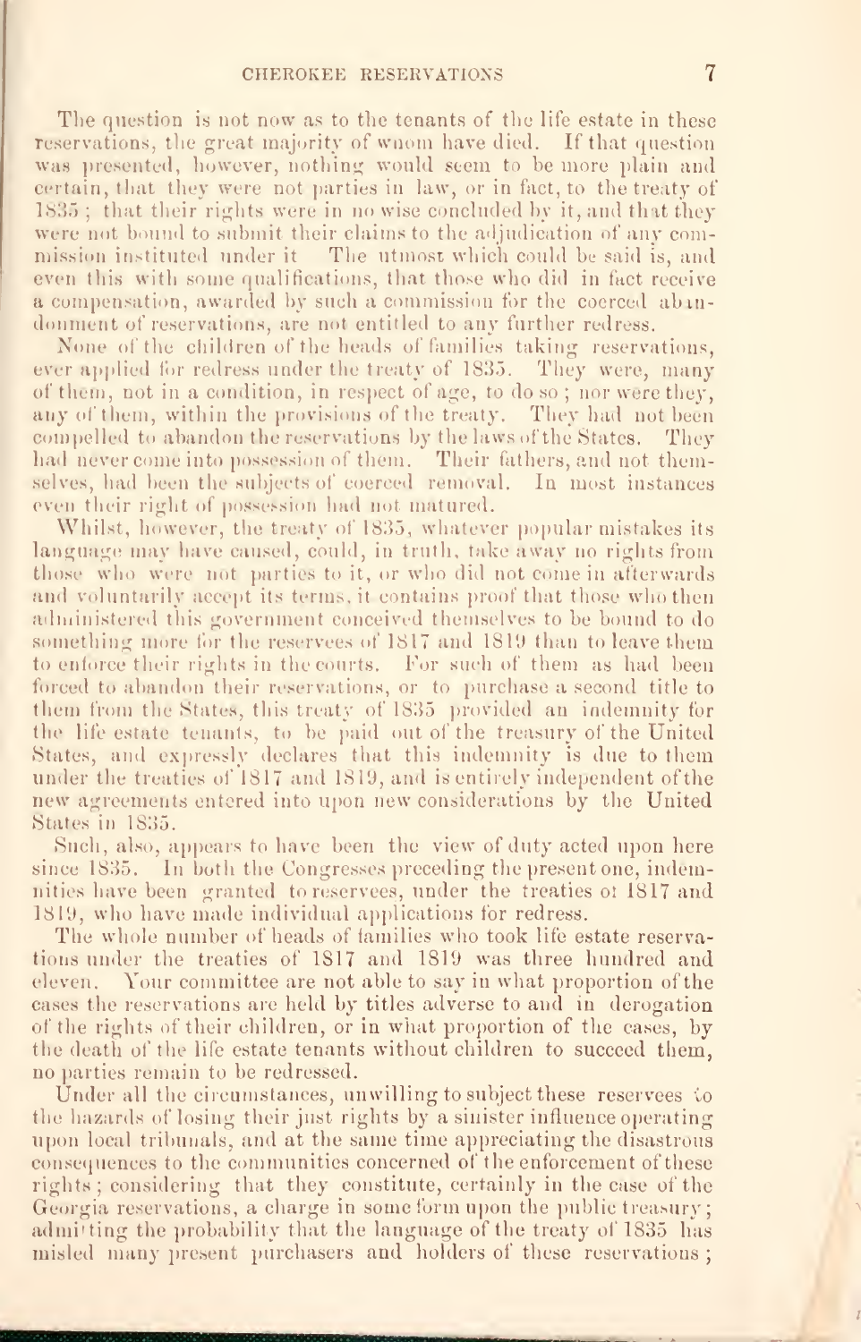The question is not now as to the tenants of the life estate in these reservations, the great majority of whom have died. If that question was presented, however, nothing would seem to be more plain and certain, that they were not parties in law, or in fact, to the treaty of 1835; that their rights were in no wise concluded by it, and that they were not bound to submit their claims to the adjudication of any commission instituted under it The utmost which could be said is, and even this with some qualifications, that those who did in fact receive a compensation, awarded by such a commission for the coerced abandonment of reservations, are not entitled to any further redress.

None of the children of the heads of families taking reservations, ever applied for redress under the treaty of 1835. They were, many of them, not in a condition, in respect of age, to do so; nor were they, any of them, within the provisions of the treaty. They had not been compelled to abandon the reservations by the laws of the States. They had never come into possession of them. Their fathers, and not themselves, had been the subjects of coerced removal. In most instances even their right of possession had not matured.

Whilst, however, the treaty of 1835, whatever popular mistakes its language may have caused, could, in truth, take away no rights from those who were not parties to it, or who did not come in afterwards and voluntarily accept its terms, it contains proof that those who then administered this government conceived themselves to be bound to do something more for the reservees of 1817 and 1819 than to leave them to enforce their rights in the courts. For such of them as had been forced to abandon their reservations, or to purchase a second title to them from the States, this treaty of 1835 provided an indemnity for the life estate tenants, to be paid out of the treasury of the United States, and expressly declares that this indemnity is due to them under the treaties of 1817 and 1819, and is entirely independent of the new agreements entered into upon new considerations by the United States in 1835.

Such, also, appears to have been the view of duty acted upon here since 1835. In both the Congresses preceding the present one, indemnities have been granted to reservees, under the treaties of 1817 and 1819, who have made individual applications for redress.

The whole number of heads of families who took life estate reservations under the treaties of 1817 and 1819 was three hundred and eleven. Your committee are not able to say in what proportion of the cases the reservations are held by titles adverse to and in derogation of the rights of their children, or in what proportion of the cases, by the death of the life estate tenants without children to succeed them, no parties remain to be redressed.

Under all the circumstances, unwilling to subject these reservees to the hazards of losing their just rights by a sinister influence operating upon local tribunals, and at the same time appreciating the disastrous consequences to the communities concerned of the enforcement of these rights; considering that they constitute, certainly in the case of the Georgia reservations, a charge in some form upon the public treasury; admitting the probability that the language of the treaty of 1835 has misled many present purchasers and holders of these reservations;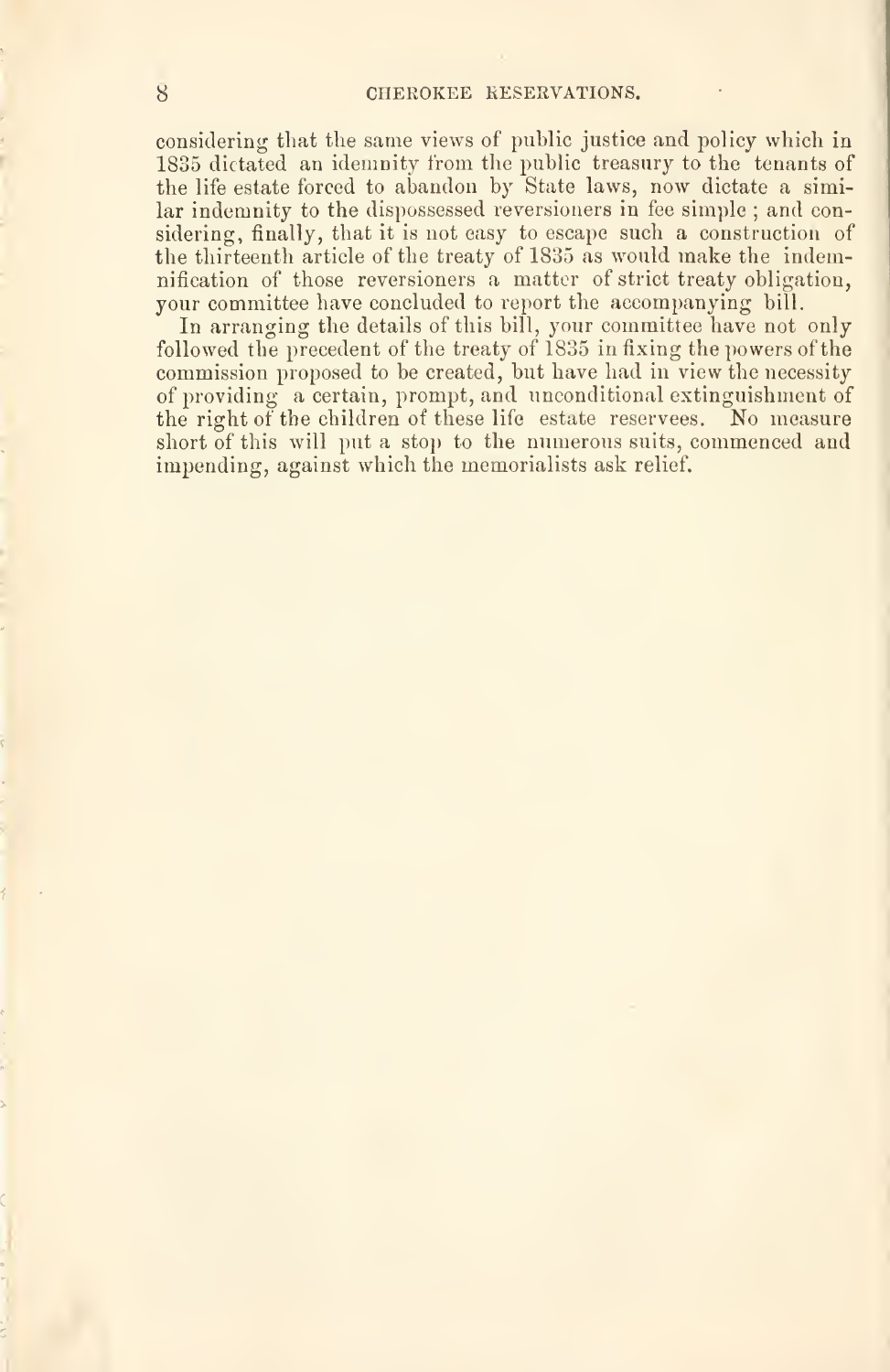considering that the same views of public justice and policy which in 1835 dictated an idemnity from the public treasury to the tenants of the life estate forced to abandon by State laws, now dictate a similar indemnity to the dispossessed reversioners in fee simple; and considering, finally, that it is not easy to escape such a construction of the thirteenth article of the treaty of 1835 as would make the indemnification of those reversioners a matter of strict treaty obligation, your committee have concluded to report the accompanying bill.

In arranging the details of this bill, your committee have not only followed the precedent of the treaty of 1835 in fixing the powers of the commission proposed to be created, but have had in view the necessity of providing a certain, prompt, and unconditional extinguishment of the right of the children of these life estate reservees. No measure short of this will put a stop to the numerous suits, commenced and impending, against which the memorialists ask relief.